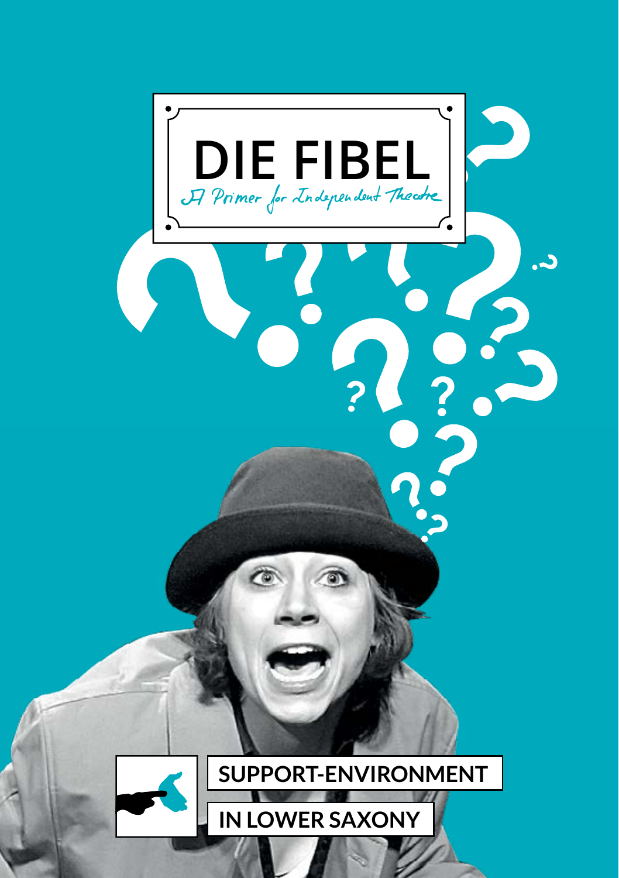# DIE FIBEL

*A Primer for Independent Theatre*

## SUPPORT-ENVIRONMENT

## IN LOWER SAXONY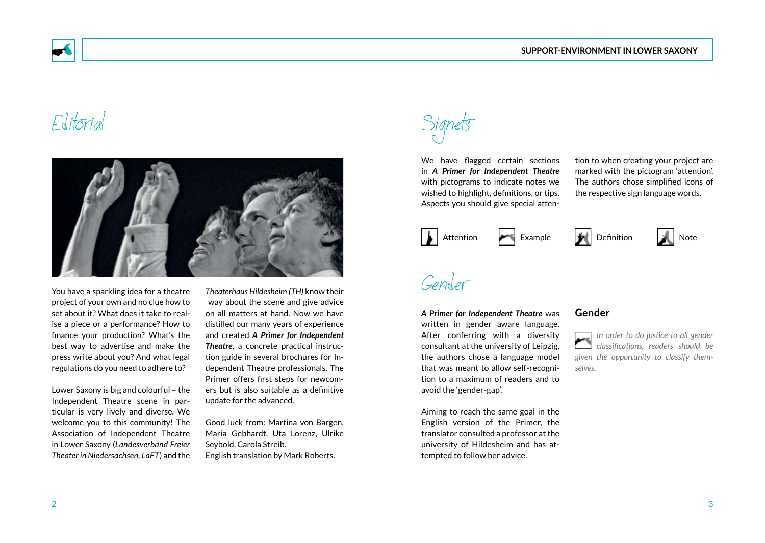# Editorial

You have a sparkling idea for a theatre project of your own and no clue how to set about it? What does it take to realise a piece or a performance? How to finance your production? What's the best way to advertise and make the press write about you? And what legal regulations do you need to adhere to?

Lower Saxony is big and colourful – the Independent Theatre scene in particular is very lively and diverse. We welcome you to this community! The Association of Independent Theatre in Lower Saxony (*Landesverband Freier Theater in Niedersachsen, LaFT*) and the *Theaterhaus Hildesheim (TH)* know their way about the scene and give advice on all matters at hand. Now we have distilled our many years of experience and created ***A Primer for Independent Theatre***, a concrete practical instruction guide in several brochures for Independent Theatre professionals. The Primer offers first steps for newcomers but is also suitable as a definitive update for the advanced.

Good luck from: Martina von Bargen, Maria Gebhardt, Uta Lorenz, Ulrike Seybold, Carola Streib.
English translation by Mark Roberts.

# Signets

We have flagged certain sections in ***A Primer for Independent Theatre*** with pictograms to indicate notes we wished to highlight, definitions, or tips. Aspects you should give special attention to when creating your project are marked with the pictogram 'attention'. The authors chose simplified icons of the respective sign language words.

Attention   Example   Definition   Note

# Gender

***A Primer for Independent Theatre*** was written in gender aware language. After conferring with a diversity consultant at the university of Leipzig, the authors chose a language model that was meant to allow self-recognition to a maximum of readers and to avoid the 'gender-gap'.

Aiming to reach the same goal in the English version of the Primer, the translator consulted a professor at the university of Hildesheim and has attempted to follow her advice.

**Gender**

*In order to do justice to all gender classifications, readers should be given the opportunity to classify themselves.*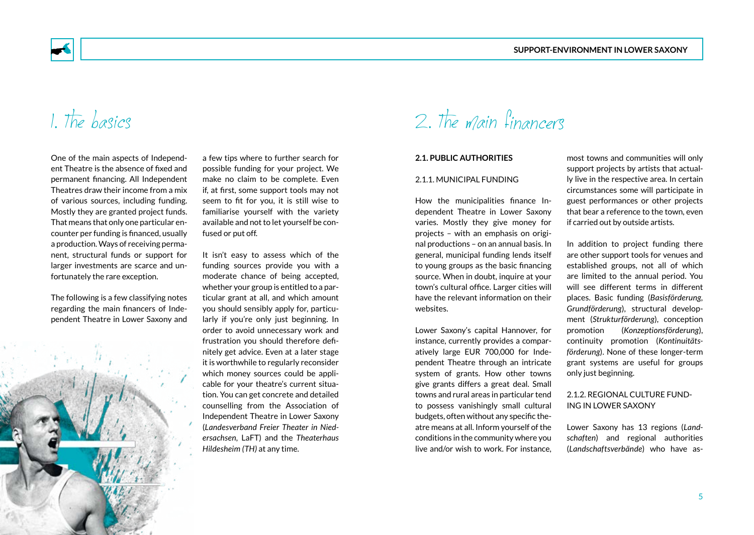# 1. The basics

One of the main aspects of Independent Theatre is the absence of fixed and permanent financing. All Independent Theatres draw their income from a mix of various sources, including funding. Mostly they are granted project funds. That means that only one particular encounter per funding is financed, usually a production. Ways of receiving permanent, structural funds or support for larger investments are scarce and unfortunately the rare exception.

The following is a few classifying notes regarding the main financers of Independent Theatre in Lower Saxony and a few tips where to further search for possible funding for your project. We make no claim to be complete. Even if, at first, some support tools may not seem to fit for you, it is still wise to familiarise yourself with the variety available and not to let yourself be confused or put off.

It isn't easy to assess which of the funding sources provide you with a moderate chance of being accepted, whether your group is entitled to a particular grant at all, and which amount you should sensibly apply for, particularly if you're only just beginning. In order to avoid unnecessary work and frustration you should therefore definitely get advice. Even at a later stage it is worthwhile to regularly reconsider which money sources could be applicable for your theatre's current situation. You can get concrete and detailed counselling from the Association of Independent Theatre in Lower Saxony (*Landesverband Freier Theater in Niedersachsen*, LaFT) and the *Theaterhaus Hildesheim (TH)* at any time.

# 2. The main financers

**2.1. PUBLIC AUTHORITIES**

2.1.1. MUNICIPAL FUNDING

How the municipalities finance Independent Theatre in Lower Saxony varies. Mostly they give money for projects – with an emphasis on original productions – on an annual basis. In general, municipal funding lends itself to young groups as the basic financing source. When in doubt, inquire at your town's cultural office. Larger cities will have the relevant information on their websites.

Lower Saxony's capital Hannover, for instance, currently provides a comparatively large EUR 700,000 for Independent Theatre through an intricate system of grants. How other towns give grants differs a great deal. Small towns and rural areas in particular tend to possess vanishingly small cultural budgets, often without any specific theatre means at all. Inform yourself of the conditions in the community where you live and/or wish to work. For instance, most towns and communities will only support projects by artists that actually live in the respective area. In certain circumstances some will participate in guest performances or other projects that bear a reference to the town, even if carried out by outside artists.

In addition to project funding there are other support tools for venues and established groups, not all of which are limited to the annual period. You will see different terms in different places. Basic funding (*Basisförderung, Grundförderung*), structural development (*Strukturförderung*), conception promotion (*Konzeptionsförderung*), continuity promotion (*Kontinuitätsförderung*). None of these longer-term grant systems are useful for groups only just beginning.

2.1.2. REGIONAL CULTURE FUNDING IN LOWER SAXONY

Lower Saxony has 13 regions (*Landschaften*) and regional authorities (*Landschaftsverbände*) who have as-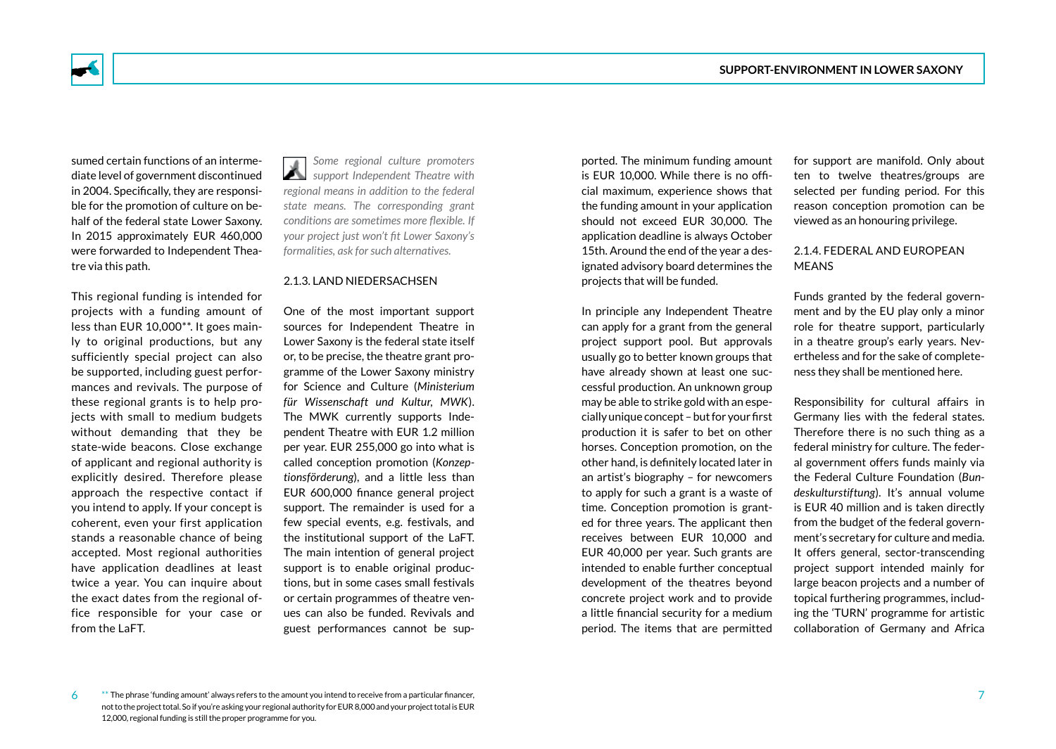sumed certain functions of an intermediate level of government discontinued in 2004. Specifically, they are responsible for the promotion of culture on behalf of the federal state Lower Saxony. In 2015 approximately EUR 460,000 were forwarded to Independent Theatre via this path.

This regional funding is intended for projects with a funding amount of less than EUR 10,000**. It goes mainly to original productions, but any sufficiently special project can also be supported, including guest performances and revivals. The purpose of these regional grants is to help projects with small to medium budgets without demanding that they be state-wide beacons. Close exchange of applicant and regional authority is explicitly desired. Therefore please approach the respective contact if you intend to apply. If your concept is coherent, even your first application stands a reasonable chance of being accepted. Most regional authorities have application deadlines at least twice a year. You can inquire about the exact dates from the regional office responsible for your case or from the LaFT.

*Some regional culture promoters support Independent Theatre with regional means in addition to the federal state means. The corresponding grant conditions are sometimes more flexible. If your project just won't fit Lower Saxony's formalities, ask for such alternatives.*

### 2.1.3. LAND NIEDERSACHSEN

One of the most important support sources for Independent Theatre in Lower Saxony is the federal state itself or, to be precise, the theatre grant programme of the Lower Saxony ministry for Science and Culture (*Ministerium für Wissenschaft und Kultur, MWK*). The MWK currently supports Independent Theatre with EUR 1.2 million per year. EUR 255,000 go into what is called conception promotion (*Konzeptionsförderung*), and a little less than EUR 600,000 finance general project support. The remainder is used for a few special events, e.g. festivals, and the institutional support of the LaFT. The main intention of general project support is to enable original productions, but in some cases small festivals or certain programmes of theatre venues can also be funded. Revivals and guest performances cannot be supported. The minimum funding amount is EUR 10,000. While there is no official maximum, experience shows that the funding amount in your application should not exceed EUR 30,000. The application deadline is always October 15th. Around the end of the year a designated advisory board determines the projects that will be funded.

In principle any Independent Theatre can apply for a grant from the general project support pool. But approvals usually go to better known groups that have already shown at least one successful production. An unknown group may be able to strike gold with an especially unique concept – but for your first production it is safer to bet on other horses. Conception promotion, on the other hand, is definitely located later in an artist's biography – for newcomers to apply for such a grant is a waste of time. Conception promotion is granted for three years. The applicant then receives between EUR 10,000 and EUR 40,000 per year. Such grants are intended to enable further conceptual development of the theatres beyond concrete project work and to provide a little financial security for a medium period. The items that are permitted for support are manifold. Only about ten to twelve theatres/groups are selected per funding period. For this reason conception promotion can be viewed as an honouring privilege.

### 2.1.4. FEDERAL AND EUROPEAN MEANS

Funds granted by the federal government and by the EU play only a minor role for theatre support, particularly in a theatre group's early years. Nevertheless and for the sake of completeness they shall be mentioned here.

Responsibility for cultural affairs in Germany lies with the federal states. Therefore there is no such thing as a federal ministry for culture. The federal government offers funds mainly via the Federal Culture Foundation (*Bundeskulturstiftung*). It's annual volume is EUR 40 million and is taken directly from the budget of the federal government's secretary for culture and media. It offers general, sector-transcending project support intended mainly for large beacon projects and a number of topical furthering programmes, including the 'TURN' programme for artistic collaboration of Germany and Africa

** The phrase 'funding amount' always refers to the amount you intend to receive from a particular financer, not to the project total. So if you're asking your regional authority for EUR 8,000 and your project total is EUR 12,000, regional funding is still the proper programme for you.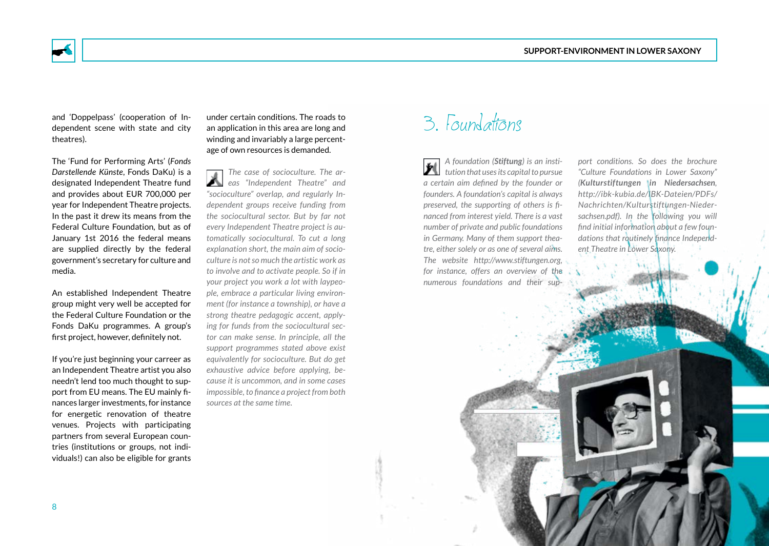and 'Doppelpass' (cooperation of Independent scene with state and city theatres).

The 'Fund for Performing Arts' (*Fonds Darstellende Künste*, Fonds DaKu) is a designated Independent Theatre fund and provides about EUR 700,000 per year for Independent Theatre projects. In the past it drew its means from the Federal Culture Foundation, but as of January 1st 2016 the federal means are supplied directly by the federal government's secretary for culture and media.

An established Independent Theatre group might very well be accepted for the Federal Culture Foundation or the Fonds DaKu programmes. A group's first project, however, definitely not.

If you're just beginning your carreer as an Independent Theatre artist you also needn't lend too much thought to support from EU means. The EU mainly finances larger investments, for instance for energetic renovation of theatre venues. Projects with participating partners from several European countries (institutions or groups, not individuals!) can also be eligible for grants under certain conditions. The roads to an application in this area are long and winding and invariably a large percentage of own resources is demanded.

*The case of socioculture. The areas "Independent Theatre" and "socioculture" overlap, and regularly Independent groups receive funding from the sociocultural sector. But by far not every Independent Theatre project is automatically sociocultural. To cut a long explanation short, the main aim of socioculture is not so much the artistic work as to involve and to activate people. So if in your project you work a lot with laypeople, embrace a particular living environment (for instance a township), or have a strong theatre pedagogic accent, applying for funds from the sociocultural sector can make sense. In principle, all the support programmes stated above exist equivalently for socioculture. But do get exhaustive advice before applying, because it is uncommon, and in some cases impossible, to finance a project from both sources at the same time.*

## 3. Foundations

*A foundation (**Stiftung**) is an institution that uses its capital to pursue a certain aim defined by the founder or founders. A foundation's capital is always preserved, the supporting of others is financed from interest yield. There is a vast number of private and public foundations in Germany. Many of them support theatre, either solely or as one of several aims. The website http://www.stiftungen.org, for instance, offers an overview of the numerous foundations and their support conditions. So does the brochure "Culture Foundations in Lower Saxony" (**Kulturstiftungen in Niedersachsen**, http://ibk-kubia.de/IBK-Dateien/PDFs/Nachrichten/Kulturstiftungen-Niedersachsen.pdf). In the following you will find initial information about a few foundations that routinely finance Independent Theatre in Lower Saxony.*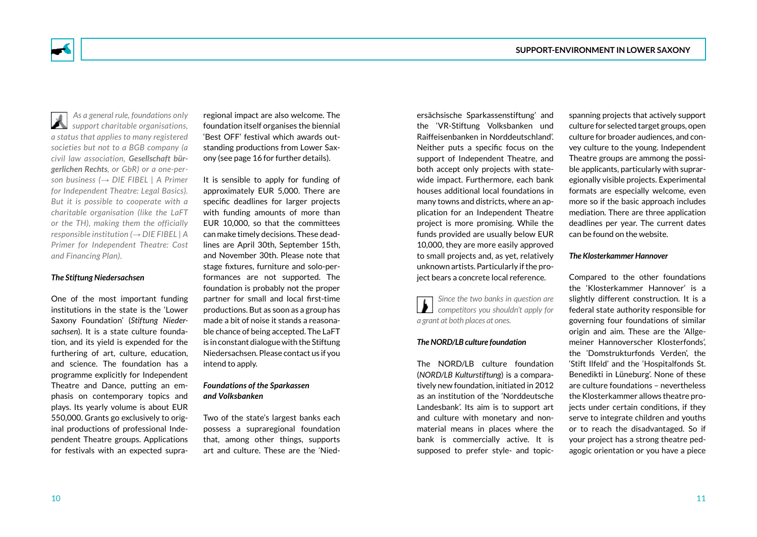*As a general rule, foundations only support charitable organisations, a status that applies to many registered societies but not to a BGB company (a civil law association, **Gesellschaft bürgerlichen Rechts**, or GbR) or a one-person business (→ DIE FIBEL | A Primer for Independent Theatre: Legal Basics). But it is possible to cooperate with a charitable organisation (like the LaFT or the TH), making them the officially responsible institution (→ DIE FIBEL | A Primer for Independent Theatre: Cost and Financing Plan).*

***The Stiftung Niedersachsen***

One of the most important funding institutions in the state is the 'Lower Saxony Foundation' (*Stiftung Niedersachsen*). It is a state culture foundation, and its yield is expended for the furthering of art, culture, education, and science. The foundation has a programme explicitly for Independent Theatre and Dance, putting an emphasis on contemporary topics and plays. Its yearly volume is about EUR 550,000. Grants go exclusively to original productions of professional Independent Theatre groups. Applications for festivals with an expected supraregional impact are also welcome. The foundation itself organises the biennial 'Best OFF' festival which awards outstanding productions from Lower Saxony (see page 16 for further details).

It is sensible to apply for funding of approximately EUR 5,000. There are specific deadlines for larger projects with funding amounts of more than EUR 10,000, so that the committees can make timely decisions. These deadlines are April 30th, September 15th, and November 30th. Please note that stage fixtures, furniture and solo-performances are not supported. The foundation is probably not the proper partner for small and local first-time productions. But as soon as a group has made a bit of noise it stands a reasonable chance of being accepted. The LaFT is in constant dialogue with the Stiftung Niedersachsen. Please contact us if you intend to apply.

***Foundations of the Sparkassen and Volksbanken***

Two of the state's largest banks each possess a supraregional foundation that, among other things, supports art and culture. These are the 'Niedersächsische Sparkassenstiftung' and the 'VR-Stiftung Volksbanken und Raiffeisenbanken in Norddeutschland'. Neither puts a specific focus on the support of Independent Theatre, and both accept only projects with statewide impact. Furthermore, each bank houses additional local foundations in many towns and districts, where an application for an Independent Theatre project is more promising. While the funds provided are usually below EUR 10,000, they are more easily approved to small projects and, as yet, relatively unknown artists. Particularly if the project bears a concrete local reference.

*Since the two banks in question are competitors you shouldn't apply for a grant at both places at ones.*

***The NORD/LB culture foundation***

The NORD/LB culture foundation (*NORD/LB Kulturstiftung*) is a comparatively new foundation, initiated in 2012 as an institution of the 'Norddeutsche Landesbank'. Its aim is to support art and culture with monetary and non-material means in places where the bank is commercially active. It is supposed to prefer style- and topic-spanning projects that actively support culture for selected target groups, open culture for broader audiences, and convey culture to the young. Independent Theatre groups are ammong the possible applicants, particularly with supraregionally visible projects. Experimental formats are especially welcome, even more so if the basic approach includes mediation. There are three application deadlines per year. The current dates can be found on the website.

***The Klosterkammer Hannover***

Compared to the other foundations the 'Klosterkammer Hannover' is a slightly different construction. It is a federal state authority responsible for governing four foundations of similar origin and aim. These are the 'Allgemeiner Hannoverscher Klosterfonds', the 'Domstrukturfonds Verden', the 'Stift Ilfeld' and the 'Hospitalfonds St. Benedikti in Lüneburg'. None of these are culture foundations – nevertheless the Klosterkammer allows theatre projects under certain conditions, if they serve to integrate children and youths or to reach the disadvantaged. So if your project has a strong theatre pedagogic orientation or you have a piece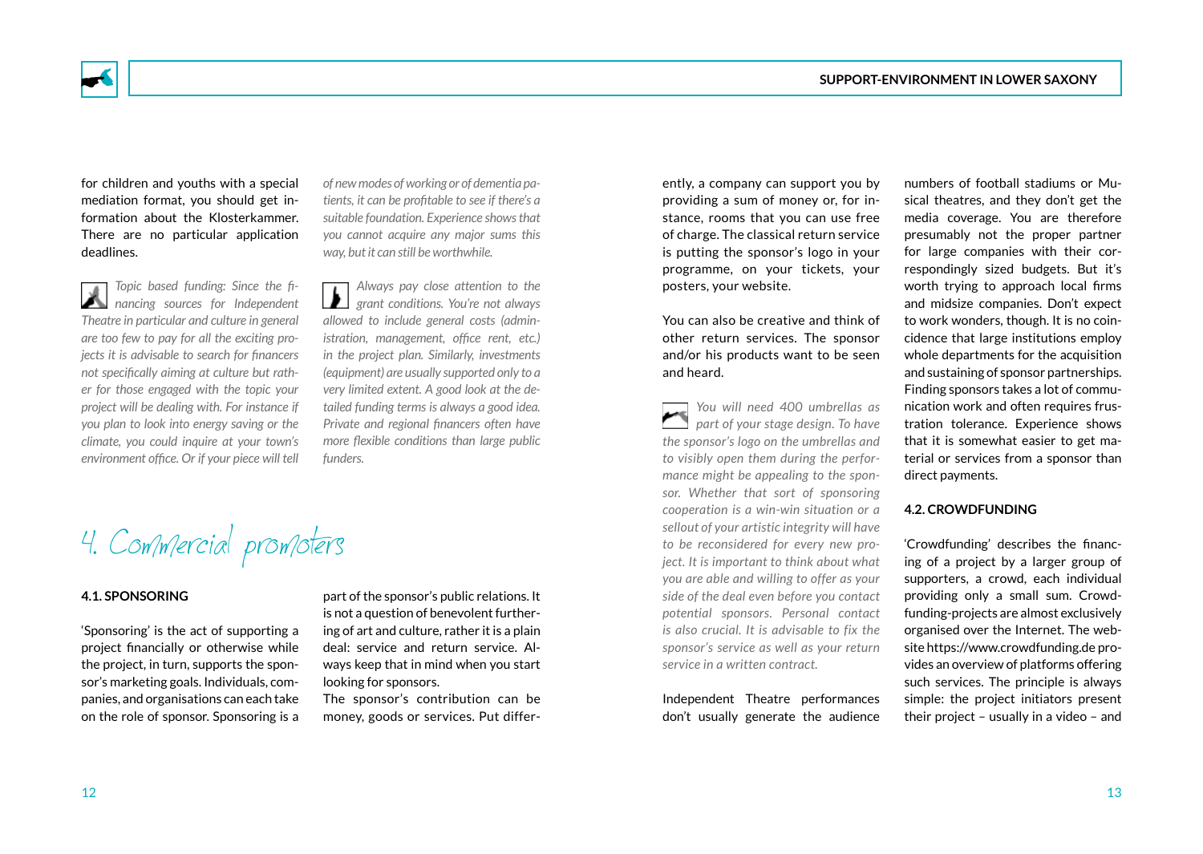for children and youths with a special mediation format, you should get information about the Klosterkammer. There are no particular application deadlines.

*Topic based funding: Since the financing sources for Independent Theatre in particular and culture in general are too few to pay for all the exciting projects it is advisable to search for financers not specifically aiming at culture but rather for those engaged with the topic your project will be dealing with. For instance if you plan to look into energy saving or the climate, you could inquire at your town's environment office. Or if your piece will tell of new modes of working or of dementia patients, it can be profitable to see if there's a suitable foundation. Experience shows that you cannot acquire any major sums this way, but it can still be worthwhile.*

*Always pay close attention to the grant conditions. You're not always allowed to include general costs (administration, management, office rent, etc.) in the project plan. Similarly, investments (equipment) are usually supported only to a very limited extent. A good look at the detailed funding terms is always a good idea. Private and regional financers often have more flexible conditions than large public funders.*

# 4. Commercial promoters

### 4.1. SPONSORING

'Sponsoring' is the act of supporting a project financially or otherwise while the project, in turn, supports the sponsor's marketing goals. Individuals, companies, and organisations can each take on the role of sponsor. Sponsoring is a part of the sponsor's public relations. It is not a question of benevolent furthering of art and culture, rather it is a plain deal: service and return service. Always keep that in mind when you start looking for sponsors.
The sponsor's contribution can be money, goods or services. Put differently, a company can support you by providing a sum of money or, for instance, rooms that you can use free of charge. The classical return service is putting the sponsor's logo in your programme, on your tickets, your posters, your website.

You can also be creative and think of other return services. The sponsor and/or his products want to be seen and heard.

*You will need 400 umbrellas as part of your stage design. To have the sponsor's logo on the umbrellas and to visibly open them during the performance might be appealing to the sponsor. Whether that sort of sponsoring cooperation is a win-win situation or a sellout of your artistic integrity will have to be reconsidered for every new project. It is important to think about what you are able and willing to offer as your side of the deal even before you contact potential sponsors. Personal contact is also crucial. It is advisable to fix the sponsor's service as well as your return service in a written contract.*

Independent Theatre performances don't usually generate the audience numbers of football stadiums or Musical theatres, and they don't get the media coverage. You are therefore presumably not the proper partner for large companies with their correspondingly sized budgets. But it's worth trying to approach local firms and midsize companies. Don't expect to work wonders, though. It is no coincidence that large institutions employ whole departments for the acquisition and sustaining of sponsor partnerships. Finding sponsors takes a lot of communication work and often requires frustration tolerance. Experience shows that it is somewhat easier to get material or services from a sponsor than direct payments.

### 4.2. CROWDFUNDING

'Crowdfunding' describes the financing of a project by a larger group of supporters, a crowd, each individual providing only a small sum. Crowdfunding-projects are almost exclusively organised over the Internet. The website https://www.crowdfunding.de provides an overview of platforms offering such services. The principle is always simple: the project initiators present their project – usually in a video – and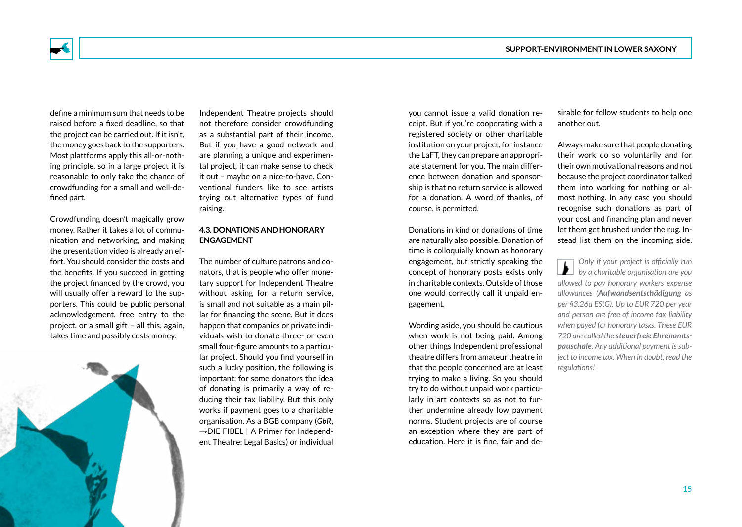define a minimum sum that needs to be raised before a fixed deadline, so that the project can be carried out. If it isn't, the money goes back to the supporters. Most plattforms apply this all-or-nothing principle, so in a large project it is reasonable to only take the chance of crowdfunding for a small and well-defined part.

Crowdfunding doesn't magically grow money. Rather it takes a lot of communication and networking, and making the presentation video is already an effort. You should consider the costs and the benefits. If you succeed in getting the project financed by the crowd, you will usually offer a reward to the supporters. This could be public personal acknowledgement, free entry to the project, or a small gift – all this, again, takes time and possibly costs money.

Independent Theatre projects should not therefore consider crowdfunding as a substantial part of their income. But if you have a good network and are planning a unique and experimental project, it can make sense to check it out – maybe on a nice-to-have. Conventional funders like to see artists trying out alternative types of fund raising.

### 4.3. DONATIONS AND HONORARY ENGAGEMENT

The number of culture patrons and donators, that is people who offer monetary support for Independent Theatre without asking for a return service, is small and not suitable as a main pillar for financing the scene. But it does happen that companies or private individuals wish to donate three- or even small four-figure amounts to a particular project. Should you find yourself in such a lucky position, the following is important: for some donators the idea of donating is primarily a way of reducing their tax liability. But this only works if payment goes to a charitable organisation. As a BGB company (*GbR*, →DIE FIBEL | A Primer for Independent Theatre: Legal Basics) or individual you cannot issue a valid donation receipt. But if you're cooperating with a registered society or other charitable institution on your project, for instance the LaFT, they can prepare an appropriate statement for you. The main difference between donation and sponsorship is that no return service is allowed for a donation. A word of thanks, of course, is permitted.

Donations in kind or donations of time are naturally also possible. Donation of time is colloquially known as honorary engagement, but strictly speaking the concept of honorary posts exists only in charitable contexts. Outside of those one would correctly call it unpaid engagement.

Wording aside, you should be cautious when work is not being paid. Among other things Independent professional theatre differs from amateur theatre in that the people concerned are at least trying to make a living. So you should try to do without unpaid work particularly in art contexts so as not to further undermine already low payment norms. Student projects are of course an exception where they are part of education. Here it is fine, fair and desirable for fellow students to help one another out.

Always make sure that people donating their work do so voluntarily and for their own motivational reasons and not because the project coordinator talked them into working for nothing or almost nothing. In any case you should recognise such donations as part of your cost and financing plan and never let them get brushed under the rug. Instead list them on the incoming side.

*Only if your project is officially run by a charitable organisation are you allowed to pay honorary workers expense allowances (**Aufwandsentschädigung** as per §3.26a EStG). Up to EUR 720 per year and person are free of income tax liability when payed for honorary tasks. These EUR 720 are called the **steuerfreie Ehrenamtspauschale**. Any additional payment is subject to income tax. When in doubt, read the regulations!*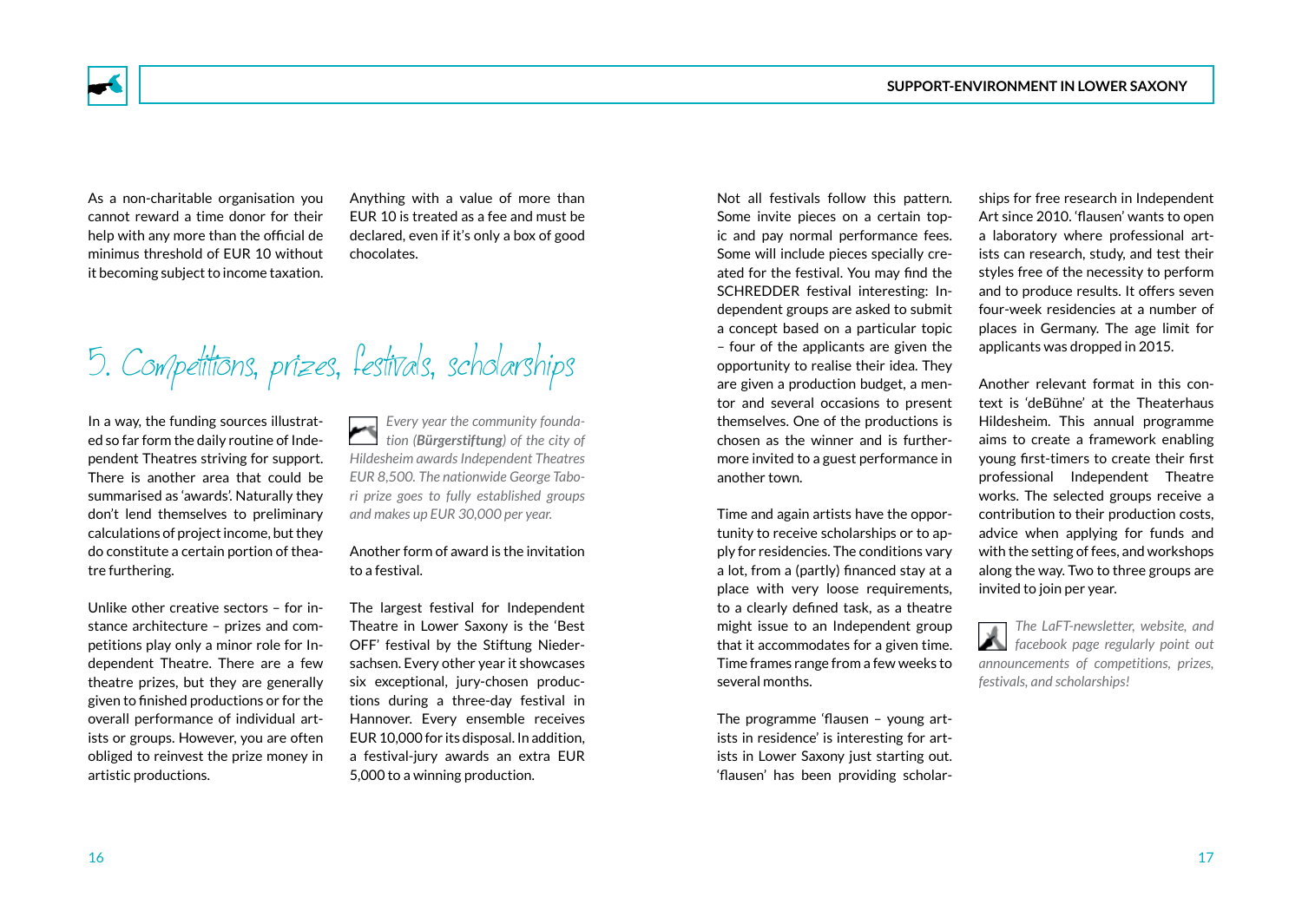As a non-charitable organisation you cannot reward a time donor for their help with any more than the official de minimus threshold of EUR 10 without it becoming subject to income taxation.

Anything with a value of more than EUR 10 is treated as a fee and must be declared, even if it's only a box of good chocolates.

# 5. Competitions, prizes, festivals, scholarships

In a way, the funding sources illustrated so far form the daily routine of Independent Theatres striving for support. There is another area that could be summarised as 'awards'. Naturally they don't lend themselves to preliminary calculations of project income, but they do constitute a certain portion of theatre furthering.

Unlike other creative sectors – for instance architecture – prizes and competitions play only a minor role for Independent Theatre. There are a few theatre prizes, but they are generally given to finished productions or for the overall performance of individual artists or groups. However, you are often obliged to reinvest the prize money in artistic productions.

*Every year the community foundation (**Bürgerstiftung**) of the city of Hildesheim awards Independent Theatres EUR 8,500. The nationwide George Tabori prize goes to fully established groups and makes up EUR 30,000 per year.*

Another form of award is the invitation to a festival.

The largest festival for Independent Theatre in Lower Saxony is the 'Best OFF' festival by the Stiftung Niedersachsen. Every other year it showcases six exceptional, jury-chosen productions during a three-day festival in Hannover. Every ensemble receives EUR 10,000 for its disposal. In addition, a festival-jury awards an extra EUR 5,000 to a winning production.

Not all festivals follow this pattern. Some invite pieces on a certain topic and pay normal performance fees. Some will include pieces specially created for the festival. You may find the SCHREDDER festival interesting: Independent groups are asked to submit a concept based on a particular topic – four of the applicants are given the opportunity to realise their idea. They are given a production budget, a mentor and several occasions to present themselves. One of the productions is chosen as the winner and is furthermore invited to a guest performance in another town.

Time and again artists have the opportunity to receive scholarships or to apply for residencies. The conditions vary a lot, from a (partly) financed stay at a place with very loose requirements, to a clearly defined task, as a theatre might issue to an Independent group that it accommodates for a given time. Time frames range from a few weeks to several months.

The programme 'flausen – young artists in residence' is interesting for artists in Lower Saxony just starting out. 'flausen' has been providing scholarships for free research in Independent Art since 2010. 'flausen' wants to open a laboratory where professional artists can research, study, and test their styles free of the necessity to perform and to produce results. It offers seven four-week residencies at a number of places in Germany. The age limit for applicants was dropped in 2015.

Another relevant format in this context is 'deBühne' at the Theaterhaus Hildesheim. This annual programme aims to create a framework enabling young first-timers to create their first professional Independent Theatre works. The selected groups receive a contribution to their production costs, advice when applying for funds and with the setting of fees, and workshops along the way. Two to three groups are invited to join per year.

*The LaFT-newsletter, website, and facebook page regularly point out announcements of competitions, prizes, festivals, and scholarships!*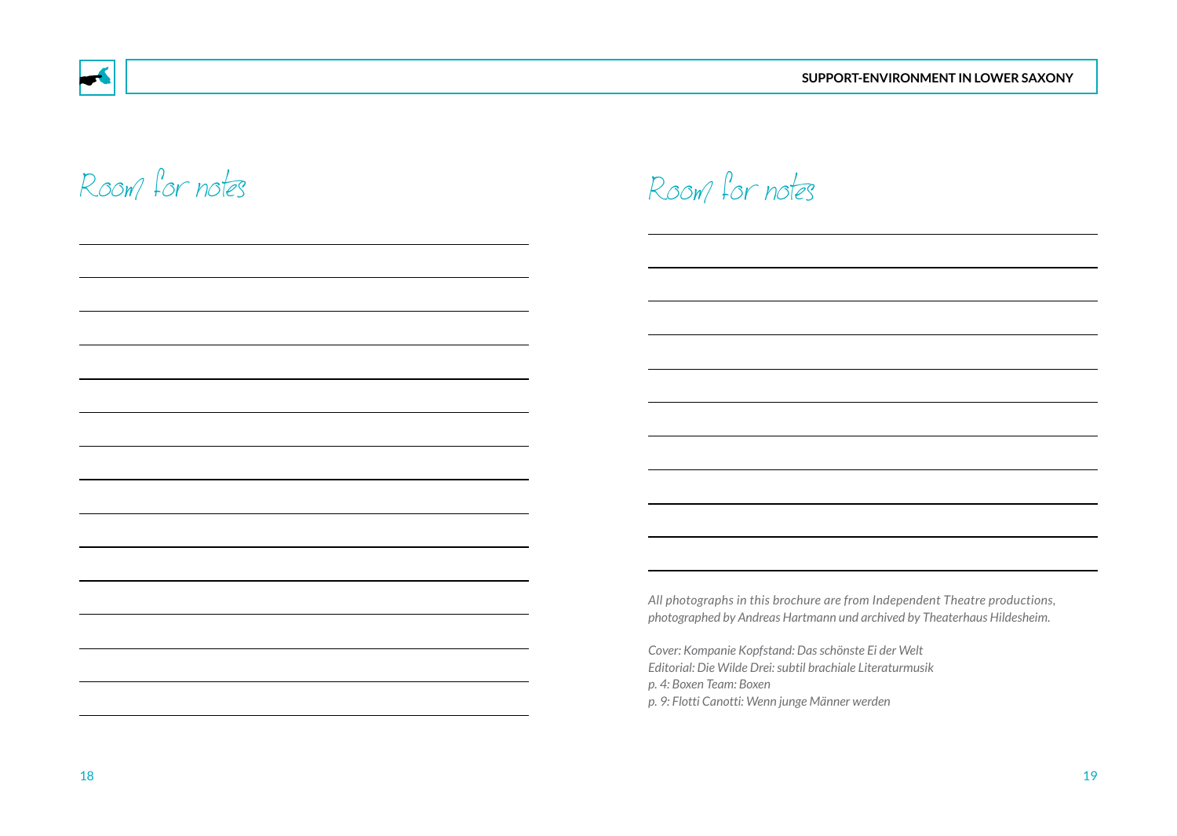## Room for notes

## Room for notes

*All photographs in this brochure are from Independent Theatre productions, photographed by Andreas Hartmann und archived by Theaterhaus Hildesheim.*

*Cover: Kompanie Kopfstand: Das schönste Ei der Welt*
*Editorial: Die Wilde Drei: subtil brachiale Literaturmusik*
*p. 4: Boxen Team: Boxen*
*p. 9: Flotti Canotti: Wenn junge Männer werden*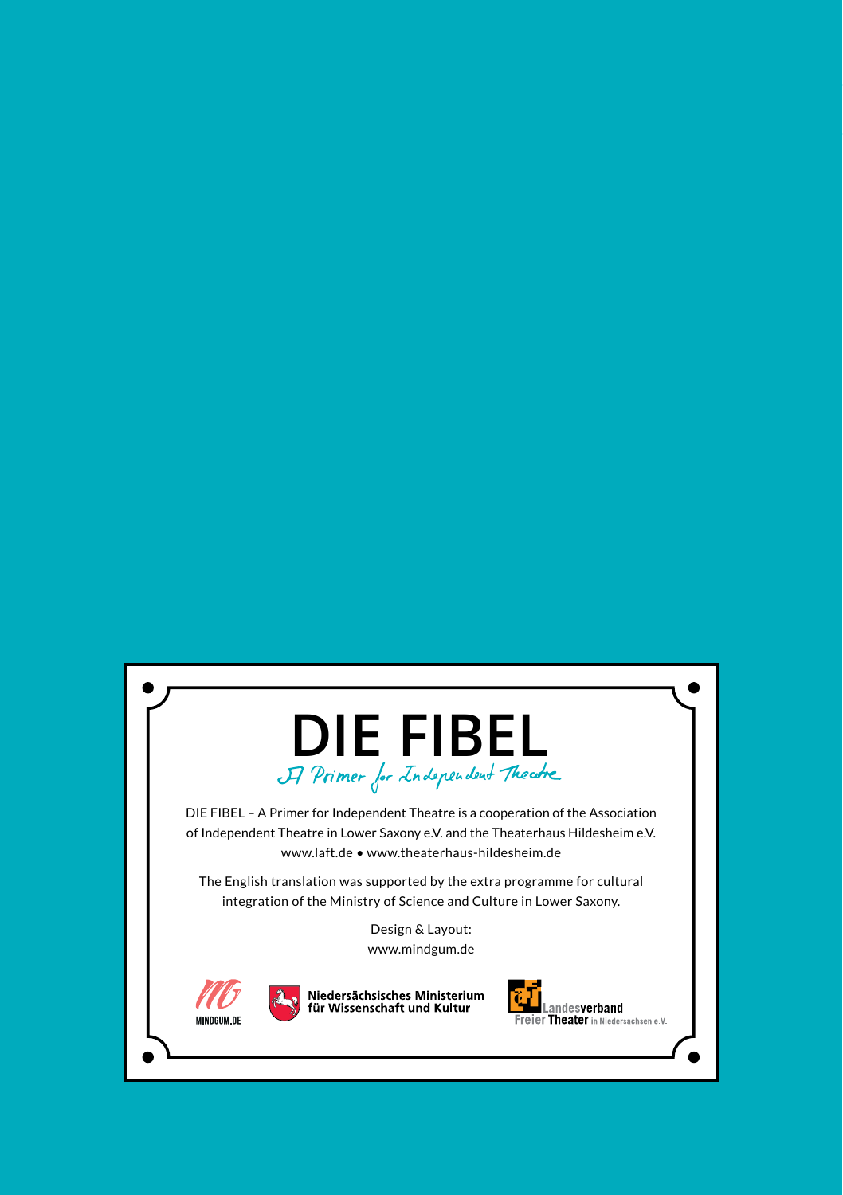# DIE FIBEL

*A Primer for Independent Theatre*

DIE FIBEL – A Primer for Independent Theatre is a cooperation of the Association of Independent Theatre in Lower Saxony e.V. and the Theaterhaus Hildesheim e.V.
www.laft.de • www.theaterhaus-hildesheim.de

The English translation was supported by the extra programme for cultural integration of the Ministry of Science and Culture in Lower Saxony.

Design & Layout:
www.mindgum.de

MINDGUM.DE

Niedersächsisches Ministerium für Wissenschaft und Kultur

Landesverband Freier Theater in Niedersachsen e.V.